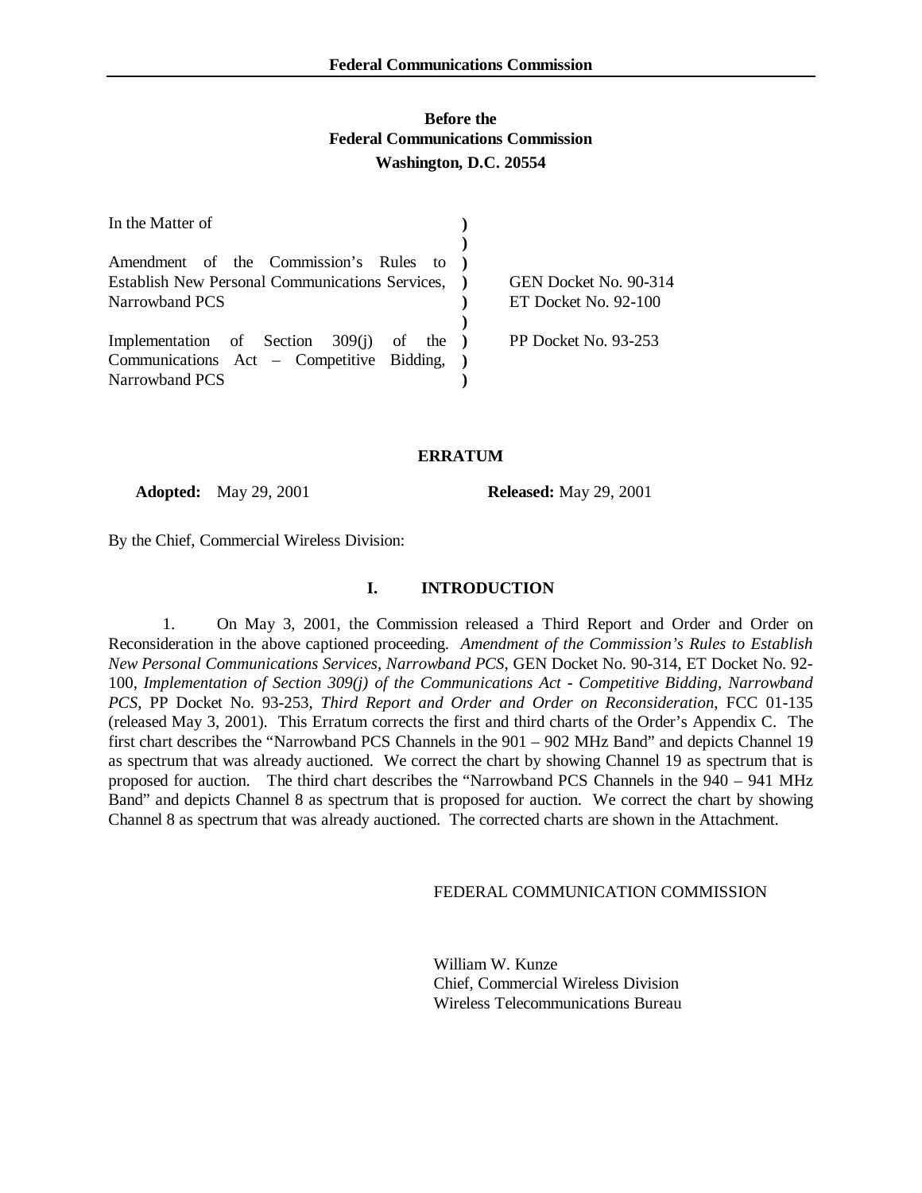**Before the**
**Federal Communications Commission**
**Washington, D.C. 20554**

| In the Matter of | | |
|---|---|---|
| Amendment of the Commission's Rules to Establish New Personal Communications Services, Narrowband PCS | ) | GEN Docket No. 90-314<br>ET Docket No. 92-100 |
| Implementation of Section 309(j) of the Communications Act – Competitive Bidding, Narrowband PCS | ) | PP Docket No. 93-253 |

## ERRATUM

**Adopted:** May 29, 2001 **Released:** May 29, 2001

By the Chief, Commercial Wireless Division:

### I. INTRODUCTION

1. On May 3, 2001, the Commission released a Third Report and Order and Order on Reconsideration in the above captioned proceeding. *Amendment of the Commission's Rules to Establish New Personal Communications Services, Narrowband PCS*, GEN Docket No. 90-314, ET Docket No. 92-100, *Implementation of Section 309(j) of the Communications Act - Competitive Bidding, Narrowband PCS*, PP Docket No. 93-253, *Third Report and Order and Order on Reconsideration*, FCC 01-135 (released May 3, 2001). This Erratum corrects the first and third charts of the Order's Appendix C. The first chart describes the "Narrowband PCS Channels in the 901 – 902 MHz Band" and depicts Channel 19 as spectrum that was already auctioned. We correct the chart by showing Channel 19 as spectrum that is proposed for auction. The third chart describes the "Narrowband PCS Channels in the 940 – 941 MHz Band" and depicts Channel 8 as spectrum that is proposed for auction. We correct the chart by showing Channel 8 as spectrum that was already auctioned. The corrected charts are shown in the Attachment.

FEDERAL COMMUNICATION COMMISSION

William W. Kunze
Chief, Commercial Wireless Division
Wireless Telecommunications Bureau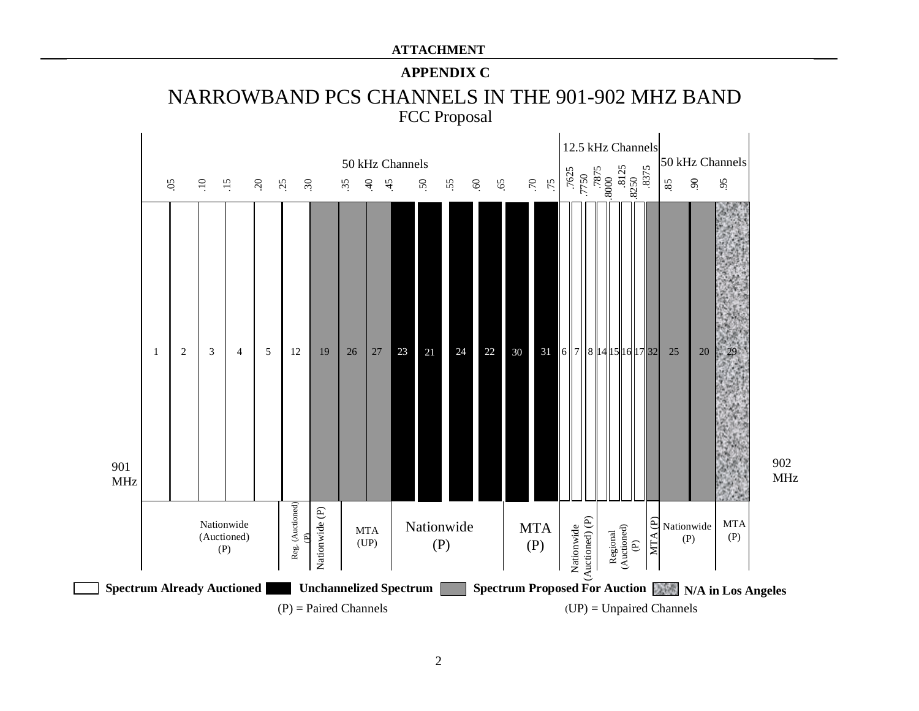**ATTACHMENT**

**APPENDIX C**

# NARROWBAND PCS CHANNELS IN THE 901-902 MHZ BAND

## FCC Proposal

901 MHz → 902 MHz

| Frequency (MHz, 901.xx) | | .05 | .10 | .15 | .20 | .25 | .30 | | .35 | .40 | .45 | .50 | .55 | .60 | .65 | .70 | .75 | .7625 | .7750 | .7875 | .8000 | .8125 | .8250 | .8375 | .85 | .90 | .95 |
|---|---|---|---|---|---|---|---|---|---|---|---|---|---|---|---|---|---|---|---|---|---|---|---|---|---|---|---|
| Channel | 1 | 2 | 3 | 4 | 5 | 12 | 19 | 26 | 27 | 23 | 21 | 24 | 22 | 30 | 31 | 6 | 7 | 8 | 14 | 15 | 16 | 17 | 32 | 25 | 20 | 29 | |

50 kHz Channels (901.00–901.75); 12.5 kHz Channels (901.75–901.85); 50 kHz Channels (901.85–902.00)

| Channels | Designation | Status |
|---|---|---|
| 1, 2, 3, 4, 5 | Nationwide (Auctioned) (P) | Spectrum Already Auctioned |
| 12 | Reg. (Auctioned) (P) | Spectrum Already Auctioned |
| 19 | Nationwide (P) | Spectrum Proposed For Auction |
| 26, 27 | MTA (UP) | Spectrum Proposed For Auction |
| 23, 21, 24, 22 | Nationwide (P) | Unchannelized Spectrum |
| 30, 31 | MTA (P) | Unchannelized Spectrum |
| 6, 7, 8 | Nationwide (Auctioned) (P) | Spectrum Already Auctioned |
| 14, 15, 16, 17 | Regional (Auctioned) (P) | Spectrum Already Auctioned |
| 32 | MTA (P) | Spectrum Proposed For Auction |
| 25, 20 | Nationwide (P) | Spectrum Proposed For Auction |
| 29 | MTA (P) | N/A in Los Angeles |

**Spectrum Already Auctioned** | **Unchannelized Spectrum** | **Spectrum Proposed For Auction** | **N/A in Los Angeles**

(P) = Paired Channels (UP) = Unpaired Channels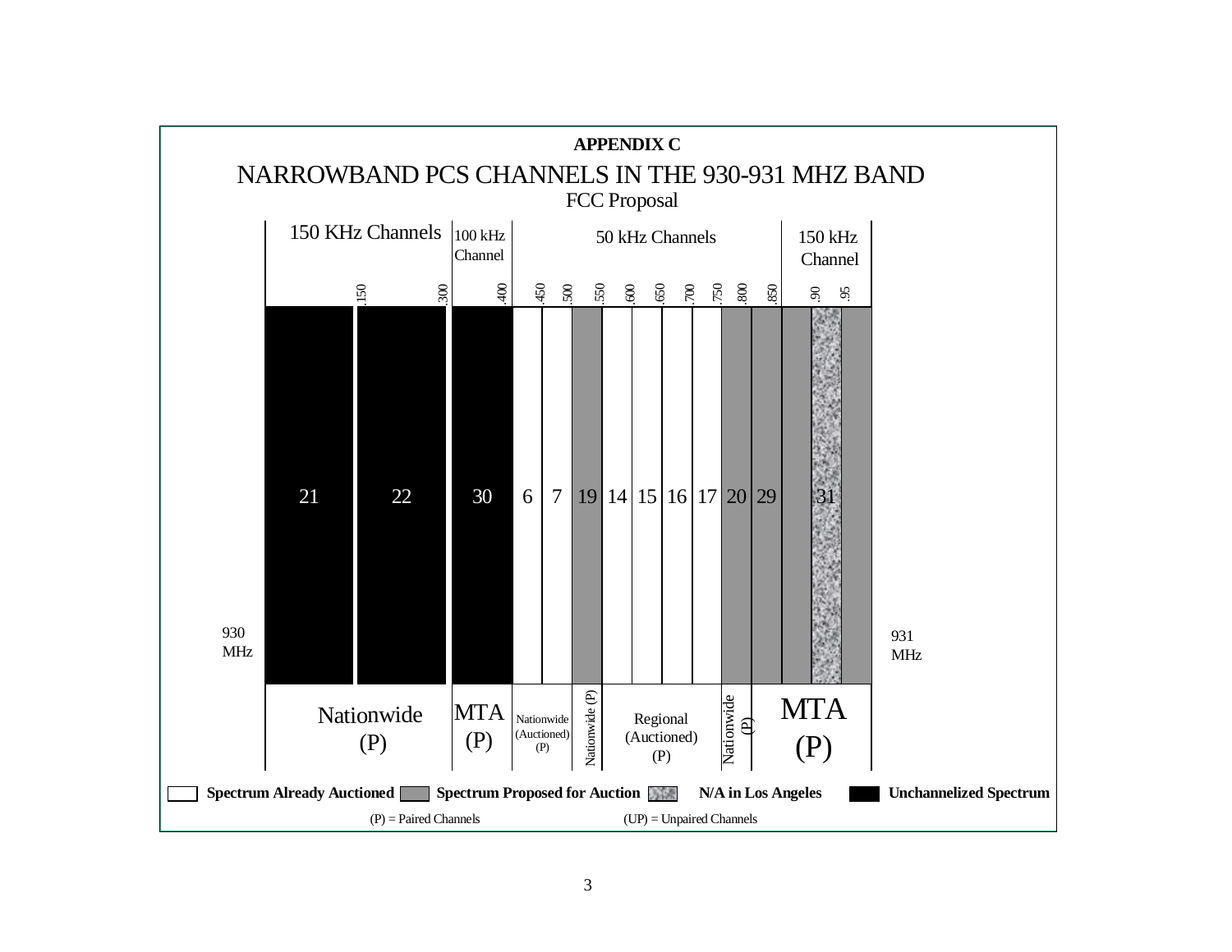**APPENDIX C**

# NARROWBAND PCS CHANNELS IN THE 930-931 MHZ BAND

FCC Proposal

| | 150 KHz Channels | | 100 kHz Channel | 50 kHz Channels | | | | | | | | | | 150 kHz Channel | | |
|---|---|---|---|---|---|---|---|---|---|---|---|---|---|---|---|---|
| Frequency (930 MHz –) | .150 | .300 | .400 | .450 | .500 | .550 | .600 | .650 | .700 | .750 | .800 | .850 | | .90 | .95 | (931 MHz) |
| Channel | 21 | 22 | 30 | 6 | 7 | 19 | 14 | 15 | 16 | 17 | 20 | 29 | | 31 | | |
| Status | Unchannelized Spectrum | Unchannelized Spectrum | Unchannelized Spectrum | Spectrum Already Auctioned | Spectrum Already Auctioned | Spectrum Proposed for Auction | Spectrum Already Auctioned | Spectrum Already Auctioned | Spectrum Already Auctioned | Spectrum Already Auctioned | Spectrum Proposed for Auction | Spectrum Proposed for Auction | Spectrum Proposed for Auction | N/A in Los Angeles | Spectrum Proposed for Auction | |
| Designation | Nationwide (P) | | MTA (P) | Nationwide (Auctioned) (P) | | Nationwide (P) | Regional (Auctioned) (P) | | | | Nationwide (P) | MTA (P) | | | | |

Legend: Spectrum Already Auctioned; Spectrum Proposed for Auction; N/A in Los Angeles; Unchannelized Spectrum

(P) = Paired Channels (UP) = Unpaired Channels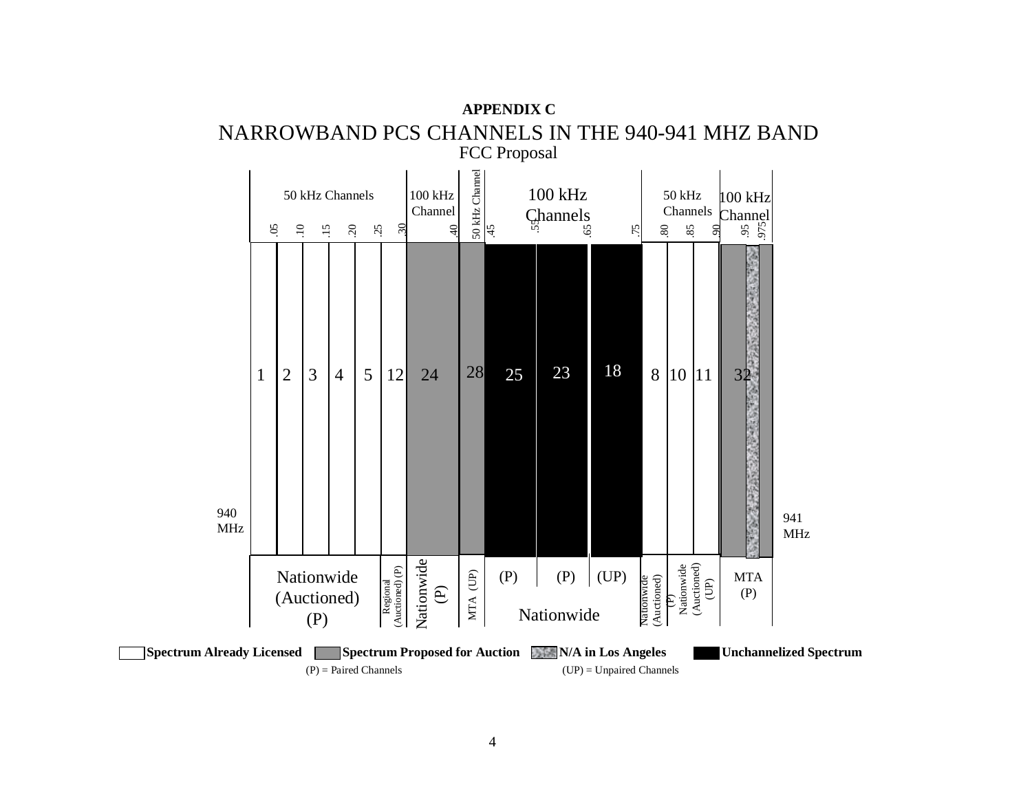**APPENDIX C**

# NARROWBAND PCS CHANNELS IN THE 940-941 MHZ BAND

FCC Proposal

50 kHz Channels
100 kHz Channel
50 kHz Channel
100 kHz Channels
50 kHz Channels
100 kHz Channel

.05 .10 .15 .20 .25 .30 .40 .45 .55 .65 .75 .80 .85 .90 .95 .975

1 2 3 4 5 12 24 28 25 23 18 8 10 11 32

940 MHz

941 MHz

Nationwide (Auctioned) (P)
Regional (Auctioned) (P)
Nationwide (P)
MTA (UP)
(P) (P) (UP)
Nationwide
Nationwide (Auctioned) (P)
Nationwide (Auctioned) (UP)
MTA (P)

**Spectrum Already Licensed** **Spectrum Proposed for Auction** **N/A in Los Angeles** **Unchannelized Spectrum**

(P) = Paired Channels (UP) = Unpaired Channels